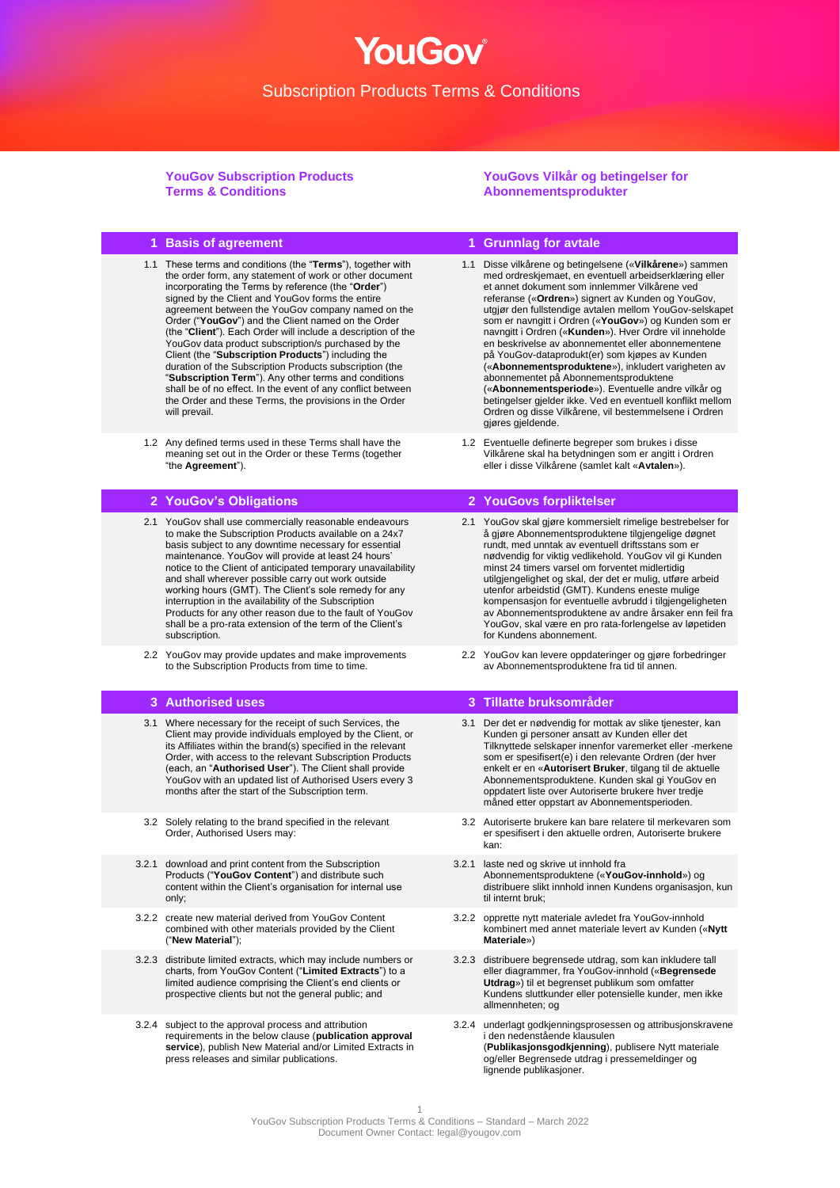# YouGov

## Subscription Products Terms & Conditions

### YouGov Subscription Products Terms & Conditions

### 1 Basis of agreement

1.1 These terms and conditions (the "**Terms**"), together with the order form, any statement of work or other document incorporating the Terms by reference (the "**Order**") signed by the Client and YouGov form the entire agreement between the YouGov company named on the Order ("**YouGov**") and the Client named on the Order (the "**Client**"). Each Order will include a description of the YouGov data product subscription/s purchased by the Client (the "**Subscription Products**") including the duration of the Subscription Products subscription (the "**Subscription Term**"). Any other terms and conditions shall be of no effect. In the event of any conflict between the Order and these Terms, the provisions in the Order will prevail.

1.2 Any defined terms used in these Terms shall have the meaning set out in the Order or these Terms (together "the **Agreement**").

### 2 YouGov's Obligations

2.1 YouGov shall use commercially reasonable endeavours to make the Subscription Products available on a 24x7 basis subject to any downtime necessary for essential maintenance. YouGov will provide at least 24 hours' notice to the Client of anticipated temporary unavailability and shall wherever possible carry out any work outside working hours (GMT). The Client's sole remedy for any interruption in the availability of the Subscription Products for any other reason due to the fault of YouGov shall be a pro-rata extension of the term of the Client's subscription.

2.2 YouGov may provide updates and make improvements to the Subscription Products from time to time.

### 3 Authorised uses

3.1 Where necessary for the receipt of such Services, the Client may provide individuals employed by the Client, or its Affiliates within the brand(s) specified in the relevant Order, with access to the relevant Subscription Products (each, an "**Authorised User**"). The Client shall provide YouGov with an updated list of Authorised Users every 3 months after the start of the Subscription term.

3.2 Solely relating to the brand specified in the relevant Order, Authorised Users may:

3.2.1 download and print content from the Subscription Products ("**YouGov Content**") and distribute such content within the Client's organisation for internal use only;

3.2.2 create new material derived from YouGov Content combined with other materials provided by the Client ("**New Material**");

3.2.3 distribute limited extracts, which may include numbers or charts, from YouGov Content ("**Limited Extracts**") to a limited audience comprising the Client's end clients or prospective clients but not the general public; and

3.2.4 subject to the approval process and attribution requirements in the below clause (**publication approval service**), publish New Material and/or Limited Extracts in press releases and similar publications.

### YouGovs Vilkår og betingelser for Abonnementsprodukter

### 1 Grunnlag for avtale

1.1 Disse vilkårene og betingelsene («**Vilkårene**») sammen med ordreskjemaet, en eventuell arbeidserklæring eller et annet dokument som innlemmer Vilkårene ved referanse («**Ordren**») signert av Kunden og YouGov, utgjør den fullstendige avtalen mellom YouGov-selskapet som er navngitt i Ordren («**YouGov**») og Kunden som er navngitt i Ordren («**Kunden**»). Hver Ordre vil inneholde en beskrivelse av abonnementet eller abonnementene på YouGov-dataprodukt(er) som kjøpes av Kunden («**Abonnementsproduktene**»), inkludert varigheten av abonnementet på Abonnementsproduktene («**Abonnementsperiode**»). Eventuelle andre vilkår og betingelser gjelder ikke. Ved en eventuell konflikt mellom Ordren og disse Vilkårene, vil bestemmelsene i Ordren gjøres gjeldende.

1.2 Eventuelle definerte begreper som brukes i disse Vilkårene skal ha betydningen som er angitt i Ordren eller i disse Vilkårene (samlet kalt «**Avtalen**»).

### 2 YouGovs forpliktelser

2.1 YouGov skal gjøre kommersielt rimelige bestrebelser for å gjøre Abonnementsproduktene tilgjengelige døgnet rundt, med unntak av eventuell driftsstans som er nødvendig for viktig vedlikehold. YouGov vil gi Kunden minst 24 timers varsel om forventet midlertidig utilgjengelighet og skal, der det er mulig, utføre arbeid utenfor arbeidstid (GMT). Kundens eneste mulige kompensasjon for eventuelle avbrudd i tilgjengeligheten av Abonnementsproduktene av andre årsaker enn feil fra YouGov, skal være en pro rata-forlengelse av løpetiden for Kundens abonnement.

2.2 YouGov kan levere oppdateringer og gjøre forbedringer av Abonnementsproduktene fra tid til annen.

### 3 Tillatte bruksområder

3.1 Der det er nødvendig for mottak av slike tjenester, kan Kunden gi personer ansatt av Kunden eller det Tilknyttede selskaper innenfor varemerket eller -merkene som er spesifisert(e) i den relevante Ordren (der hver enkelt er en «**Autorisert Bruker**, tilgang til de aktuelle Abonnementsproduktene. Kunden skal gi YouGov en oppdatert liste over Autoriserte brukere hver tredje måned etter oppstart av Abonnementsperioden.

3.2 Autoriserte brukere kan bare relatere til merkevaren som er spesifisert i den aktuelle ordren, Autoriserte brukere kan:

3.2.1 laste ned og skrive ut innhold fra Abonnementsproduktene («**YouGov-innhold**») og distribuere slikt innhold innen Kundens organisasjon, kun til internt bruk;

3.2.2 opprette nytt materiale avledet fra YouGov-innhold kombinert med annet materiale levert av Kunden («**Nytt Materiale**»)

3.2.3 distribuere begrensede utdrag, som kan inkludere tall eller diagrammer, fra YouGov-innhold («**Begrensede Utdrag**») til et begrenset publikum som omfatter Kundens sluttkunder eller potensielle kunder, men ikke allmennheten; og

3.2.4 underlagt godkjenningsprosessen og attribusjonskravene i den nedenstående klausulen (**Publikasjonsgodkjenning**), publisere Nytt materiale og/eller Begrensede utdrag i pressemeldinger og lignende publikasjoner.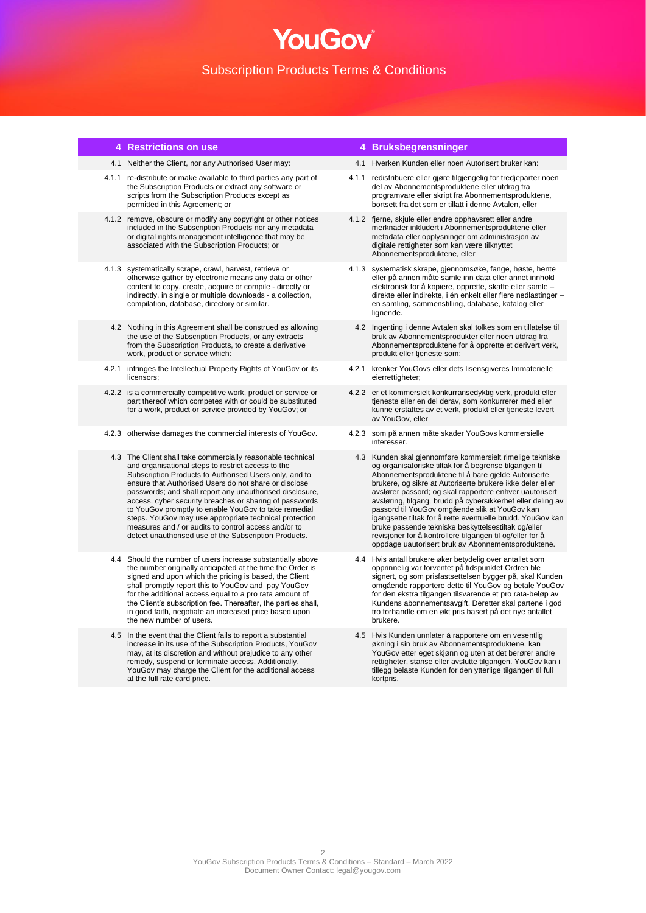| 4 Restrictions on use | 4 Bruksbegrensninger |
|---|---|
| 4.1 Neither the Client, nor any Authorised User may: | 4.1 Hverken Kunden eller noen Autorisert bruker kan: |
| 4.1.1 re-distribute or make available to third parties any part of the Subscription Products or extract any software or scripts from the Subscription Products except as permitted in this Agreement; or | 4.1.1 redistribuere eller gjøre tilgjengelig for tredjeparter noen del av Abonnementsproduktene eller utdrag fra programvare eller skript fra Abonnementsproduktene, bortsett fra det som er tillatt i denne Avtalen, eller |
| 4.1.2 remove, obscure or modify any copyright or other notices included in the Subscription Products nor any metadata or digital rights management intelligence that may be associated with the Subscription Products; or | 4.1.2 fjerne, skjule eller endre opphavsrett eller andre merknader inkludert i Abonnementsproduktene eller metadata eller opplysninger om administrasjon av digitale rettigheter som kan være tilknyttet Abonnementsproduktene, eller |
| 4.1.3 systematically scrape, crawl, harvest, retrieve or otherwise gather by electronic means any data or other content to copy, create, acquire or compile - directly or indirectly, in single or multiple downloads - a collection, compilation, database, directory or similar. | 4.1.3 systematisk skrape, gjennomsøke, fange, høste, hente eller på annen måte samle inn data eller annet innhold elektronisk for å kopiere, opprette, skaffe eller samle – direkte eller indirekte, i én enkelt eller flere nedlastinger – en samling, sammenstilling, database, katalog eller lignende. |
| 4.2 Nothing in this Agreement shall be construed as allowing the use of the Subscription Products, or any extracts from the Subscription Products, to create a derivative work, product or service which: | 4.2 Ingenting i denne Avtalen skal tolkes som en tillatelse til bruk av Abonnementsprodukter eller noen utdrag fra Abonnementsproduktene for å opprette et derivert verk, produkt eller tjeneste som: |
| 4.2.1 infringes the Intellectual Property Rights of YouGov or its licensors; | 4.2.1 krenker YouGovs eller dets lisensgiveres Immaterielle eierrettigheter; |
| 4.2.2 is a commercially competitive work, product or service or part thereof which competes with or could be substituted for a work, product or service provided by YouGov; or | 4.2.2 er et kommersielt konkurransedyktig verk, produkt eller tjeneste eller en del derav, som konkurrerer med eller kunne erstattes av et verk, produkt eller tjeneste levert av YouGov, eller |
| 4.2.3 otherwise damages the commercial interests of YouGov. | 4.2.3 som på annen måte skader YouGovs kommersielle interesser. |
| 4.3 The Client shall take commercially reasonable technical and organisational steps to restrict access to the Subscription Products to Authorised Users only, and to ensure that Authorised Users do not share or disclose passwords; and shall report any unauthorised disclosure, access, cyber security breaches or sharing of passwords to YouGov promptly to enable YouGov to take remedial steps. YouGov may use appropriate technical protection measures and / or audits to control access and/or to detect unauthorised use of the Subscription Products. | 4.3 Kunden skal gjennomføre kommersielt rimelige tekniske og organisatoriske tiltak for å begrense tilgangen til Abonnementsproduktene til å bare gjelde Autoriserte brukere, og sikre at Autoriserte brukere ikke deler eller avslører passord; og skal rapportere enhver uautorisert avsløring, tilgang, brudd på cybersikkerhet eller deling av passord til YouGov omgående slik at YouGov kan igangsette tiltak for å rette eventuelle brudd. YouGov kan bruke passende tekniske beskyttelsestiltak og/eller revisjoner for å kontrollere tilgangen til og/eller for å oppdage uautorisert bruk av Abonnementsproduktene. |
| 4.4 Should the number of users increase substantially above the number originally anticipated at the time the Order is signed and upon which the pricing is based, the Client shall promptly report this to YouGov and pay YouGov for the additional access equal to a pro rata amount of the Client's subscription fee. Thereafter, the parties shall, in good faith, negotiate an increased price based upon the new number of users. | 4.4 Hvis antall brukere øker betydelig over antallet som opprinnelig var forventet på tidspunktet Ordren ble signert, og som prisfastsettelsen bygger på, skal Kunden omgående rapportere dette til YouGov og betale YouGov for den ekstra tilgangen tilsvarende et pro rata-beløp av Kundens abonnementsavgift. Deretter skal partene i god tro forhandle om en økt pris basert på det nye antallet brukere. |
| 4.5 In the event that the Client fails to report a substantial increase in its use of the Subscription Products, YouGov may, at its discretion and without prejudice to any other remedy, suspend or terminate access. Additionally, YouGov may charge the Client for the additional access at the full rate card price. | 4.5 Hvis Kunden unnlater å rapportere om en vesentlig økning i sin bruk av Abonnementsproduktene, kan YouGov etter eget skjønn og uten at det berører andre rettigheter, stanse eller avslutte tilgangen. YouGov kan i tillegg belaste Kunden for den ytterlige tilgangen til full kortpris. |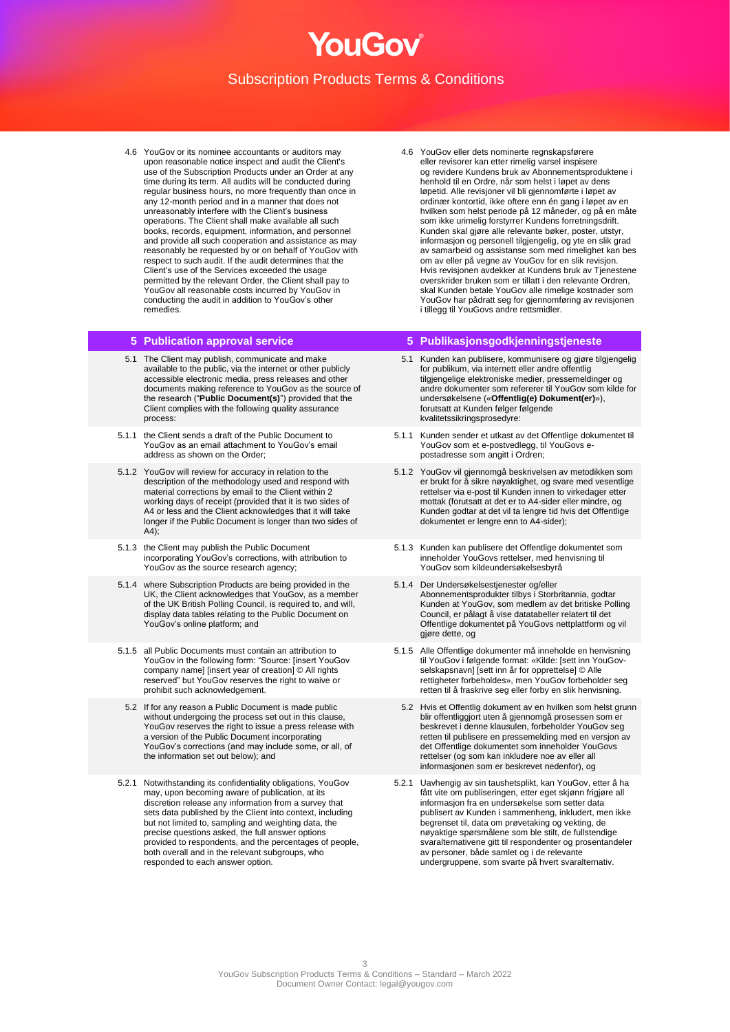4.6 YouGov or its nominee accountants or auditors may upon reasonable notice inspect and audit the Client's use of the Subscription Products under an Order at any time during its term. All audits will be conducted during regular business hours, no more frequently than once in any 12-month period and in a manner that does not unreasonably interfere with the Client's business operations. The Client shall make available all such books, records, equipment, information, and personnel and provide all such cooperation and assistance as may reasonably be requested by or on behalf of YouGov with respect to such audit. If the audit determines that the Client's use of the Services exceeded the usage permitted by the relevant Order, the Client shall pay to YouGov all reasonable costs incurred by YouGov in conducting the audit in addition to YouGov's other remedies.

4.6 YouGov eller dets nominerte regnskapsførere eller revisorer kan etter rimelig varsel inspisere og revidere Kundens bruk av Abonnementsproduktene i henhold til en Ordre, når som helst i løpet av dens løpetid. Alle revisjoner vil bli gjennomførte i løpet av ordinær kontortid, ikke oftere enn én gang i løpet av en hvilken som helst periode på 12 måneder, og på en måte som ikke urimelig forstyrrer Kundens forretningsdrift. Kunden skal gjøre alle relevante bøker, poster, utstyr, informasjon og personell tilgjengelig, og yte en slik grad av samarbeid og assistanse som med rimelighet kan bes om av eller på vegne av YouGov for en slik revisjon. Hvis revisjonen avdekker at Kundens bruk av Tjenestene overskrider bruken som er tillatt i den relevante Ordren, skal Kunden betale YouGov alle rimelige kostnader som YouGov har pådratt seg for gjennomføring av revisjonen i tillegg til YouGovs andre rettsmidler.

## 5 Publication approval service

## 5 Publikasjonsgodkjenningstjeneste

5.1 The Client may publish, communicate and make available to the public, via the internet or other publicly accessible electronic media, press releases and other documents making reference to YouGov as the source of the research ("**Public Document(s)**") provided that the Client complies with the following quality assurance process:

5.1 Kunden kan publisere, kommunisere og gjøre tilgjengelig for publikum, via internett eller andre offentlig tilgjengelige elektroniske medier, pressemeldinger og andre dokumenter som refererer til YouGov som kilde for undersøkelsene («**Offentlig(e) Dokument(er)**»), forutsatt at Kunden følger følgende kvalitetssikringsprosedyre:

5.1.1 the Client sends a draft of the Public Document to YouGov as an email attachment to YouGov's email address as shown on the Order;

5.1.1 Kunden sender et utkast av det Offentlige dokumentet til YouGov som et e-postvedlegg, til YouGovs e-postadresse som angitt i Ordren;

5.1.2 YouGov will review for accuracy in relation to the description of the methodology used and respond with material corrections by email to the Client within 2 working days of receipt (provided that it is two sides of A4 or less and the Client acknowledges that it will take longer if the Public Document is longer than two sides of A4);

5.1.2 YouGov vil gjennomgå beskrivelsen av metodikken som er brukt for å sikre nøyaktighet, og svare med vesentlige rettelser via e-post til Kunden innen to virkedager etter mottak (forutsatt at det er to A4-sider eller mindre, og Kunden godtar at det vil ta lengre tid hvis det Offentlige dokumentet er lengre enn to A4-sider);

5.1.3 the Client may publish the Public Document incorporating YouGov's corrections, with attribution to YouGov as the source research agency;

5.1.3 Kunden kan publisere det Offentlige dokumentet som inneholder YouGovs rettelser, med henvisning til YouGov som kildeundersøkelsesbyrå

5.1.4 where Subscription Products are being provided in the UK, the Client acknowledges that YouGov, as a member of the UK British Polling Council, is required to, and will, display data tables relating to the Public Document on YouGov's online platform; and

5.1.4 Der Undersøkelsestjenester og/eller Abonnementsprodukter tilbys i Storbritannia, godtar Kunden at YouGov, som medlem av det britiske Polling Council, er pålagt å vise datatabeller relatert til det Offentlige dokumentet på YouGovs nettplattform og vil gjøre dette, og

5.1.5 all Public Documents must contain an attribution to YouGov in the following form: "Source: [insert YouGov company name] [insert year of creation] © All rights reserved" but YouGov reserves the right to waive or prohibit such acknowledgement.

5.1.5 Alle Offentlige dokumenter må inneholde en henvisning til YouGov i følgende format: «Kilde: [sett inn YouGov-selskapsnavn] [sett inn år for opprettelse] © Alle rettigheter forbeholdes», men YouGov forbeholder seg retten til å fraskrive seg eller forby en slik henvisning.

5.2 If for any reason a Public Document is made public without undergoing the process set out in this clause, YouGov reserves the right to issue a press release with a version of the Public Document incorporating YouGov's corrections (and may include some, or all, of the information set out below); and

5.2 Hvis et Offentlig dokument av en hvilken som helst grunn blir offentliggjort uten å gjennomgå prosessen som er beskrevet i denne klausulen, forbeholder YouGov seg retten til publisere en pressemelding med en versjon av det Offentlige dokumentet som inneholder YouGovs rettelser (og som kan inkludere noe av eller all informasjonen som er beskrevet nedenfor), og

5.2.1 Notwithstanding its confidentiality obligations, YouGov may, upon becoming aware of publication, at its discretion release any information from a survey that sets data published by the Client into context, including but not limited to, sampling and weighting data, the precise questions asked, the full answer options provided to respondents, and the percentages of people, both overall and in the relevant subgroups, who responded to each answer option.

5.2.1 Uavhengig av sin taushetsplikt, kan YouGov, etter å ha fått vite om publiseringen, etter eget skjønn frigjøre all informasjon fra en undersøkelse som setter data publisert av Kunden i sammenheng, inkludert, men ikke begrenset til, data om prøvetaking og vekting, de nøyaktige spørsmålene som ble stilt, de fullstendige svaralternativene gitt til respondenter og prosentandeler av personer, både samlet og i de relevante undergruppene, som svarte på hvert svaralternativ.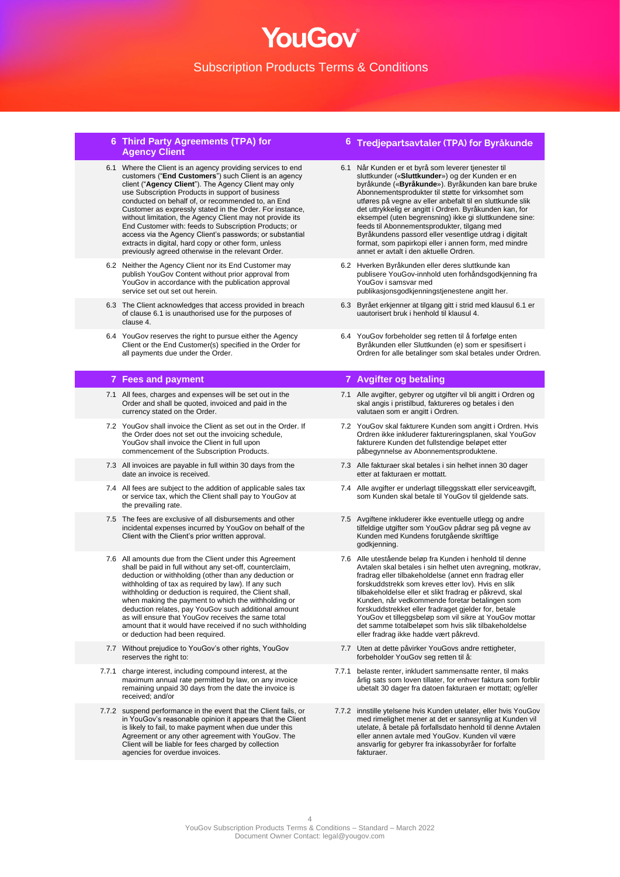## 6 Third Party Agreements (TPA) for Agency Client

6.1 Where the Client is an agency providing services to end customers ("**End Customers**") such Client is an agency client ("**Agency Client**"). The Agency Client may only use Subscription Products in support of business conducted on behalf of, or recommended to, an End Customer as expressly stated in the Order. For instance, without limitation, the Agency Client may not provide its End Customer with: feeds to Subscription Products; or access via the Agency Client's passwords; or substantial extracts in digital, hard copy or other form, unless previously agreed otherwise in the relevant Order.

6.2 Neither the Agency Client nor its End Customer may publish YouGov Content without prior approval from YouGov in accordance with the publication approval service set out set out herein.

6.3 The Client acknowledges that access provided in breach of clause 6.1 is unauthorised use for the purposes of clause 4.

6.4 YouGov reserves the right to pursue either the Agency Client or the End Customer(s) specified in the Order for all payments due under the Order.

## 7 Fees and payment

7.1 All fees, charges and expenses will be set out in the Order and shall be quoted, invoiced and paid in the currency stated on the Order.

7.2 YouGov shall invoice the Client as set out in the Order. If the Order does not set out the invoicing schedule, YouGov shall invoice the Client in full upon commencement of the Subscription Products.

7.3 All invoices are payable in full within 30 days from the date an invoice is received.

7.4 All fees are subject to the addition of applicable sales tax or service tax, which the Client shall pay to YouGov at the prevailing rate.

7.5 The fees are exclusive of all disbursements and other incidental expenses incurred by YouGov on behalf of the Client with the Client's prior written approval.

7.6 All amounts due from the Client under this Agreement shall be paid in full without any set-off, counterclaim, deduction or withholding (other than any deduction or withholding of tax as required by law). If any such withholding or deduction is required, the Client shall, when making the payment to which the withholding or deduction relates, pay YouGov such additional amount as will ensure that YouGov receives the same total amount that it would have received if no such withholding or deduction had been required.

7.7 Without prejudice to YouGov's other rights, YouGov reserves the right to:

7.7.1 charge interest, including compound interest, at the maximum annual rate permitted by law, on any invoice remaining unpaid 30 days from the date the invoice is received; and/or

7.7.2 suspend performance in the event that the Client fails, or in YouGov's reasonable opinion it appears that the Client is likely to fail, to make payment when due under this Agreement or any other agreement with YouGov. The Client will be liable for fees charged by collection agencies for overdue invoices.

## 6 Tredjepartsavtaler (TPA) for Byråkunde

6.1 Når Kunden er et byrå som leverer tjenester til sluttkunder («**Sluttkunder**») og der Kunden er en byråkunde («**Byråkunde**»). Byråkunden kan bare bruke Abonnementsprodukter til støtte for virksomhet som utføres på vegne av eller anbefalt til en sluttkunde slik det uttrykkelig er angitt i Ordren. Byråkunden kan, for eksempel (uten begrensning) ikke gi sluttkundene sine: feeds til Abonnementsprodukter, tilgang med Byråkundens passord eller vesentlige utdrag i digitalt format, som papirkopi eller i annen form, med mindre annet er avtalt i den aktuelle Ordren.

6.2 Hverken Byråkunden eller deres sluttkunde kan publisere YouGov-innhold uten forhåndsgodkjenning fra YouGov i samsvar med publikasjonsgodkjenningstjenestene angitt her.

6.3 Byrået erkjenner at tilgang gitt i strid med klausul 6.1 er uautorisert bruk i henhold til klausul 4.

6.4 YouGov forbeholder seg retten til å forfølge enten Byråkunden eller Sluttkunden (e) som er spesifisert i Ordren for alle betalinger som skal betales under Ordren.

## 7 Avgifter og betaling

7.1 Alle avgifter, gebyrer og utgifter vil bli angitt i Ordren og skal angis i pristilbud, faktureres og betales i den valutaen som er angitt i Ordren.

7.2 YouGov skal fakturere Kunden som angitt i Ordren. Hvis Ordren ikke inkluderer faktureringsplanen, skal YouGov fakturere Kunden det fullstendige beløpet etter påbegynnelse av Abonnementsproduktene.

7.3 Alle fakturaer skal betales i sin helhet innen 30 dager etter at fakturaen er mottatt.

7.4 Alle avgifter er underlagt tilleggsskatt eller serviceavgift, som Kunden skal betale til YouGov til gjeldende sats.

7.5 Avgiftene inkluderer ikke eventuelle utlegg og andre tilfeldige utgifter som YouGov pådrar seg på vegne av Kunden med Kundens forutgående skriftlige godkjenning.

7.6 Alle utestående beløp fra Kunden i henhold til denne Avtalen skal betales i sin helhet uten avregning, motkrav, fradrag eller tilbakeholdelse (annet enn fradrag eller forskuddstrekk som kreves etter lov). Hvis en slik tilbakeholdelse eller et slikt fradrag er påkrevd, skal Kunden, når vedkommende foretar betalingen som forskuddstrekket eller fradraget gjelder for, betale YouGov et tilleggsbeløp som vil sikre at YouGov mottar det samme totalbeløpet som hvis slik tilbakeholdelse eller fradrag ikke hadde vært påkrevd.

7.7 Uten at dette påvirker YouGovs andre rettigheter, forbeholder YouGov seg retten til å:

7.7.1 belaste renter, inkludert sammensatte renter, til maks årlig sats som loven tillater, for enhver faktura som forblir ubetalt 30 dager fra datoen fakturaen er mottatt; og/eller

7.7.2 innstille ytelsene hvis Kunden utelater, eller hvis YouGov med rimelighet mener at det er sannsynlig at Kunden vil utelate, å betale på forfallsdato henhold til denne Avtalen eller annen avtale med YouGov. Kunden vil være ansvarlig for gebyrer fra inkassobyråer for forfalte fakturaer.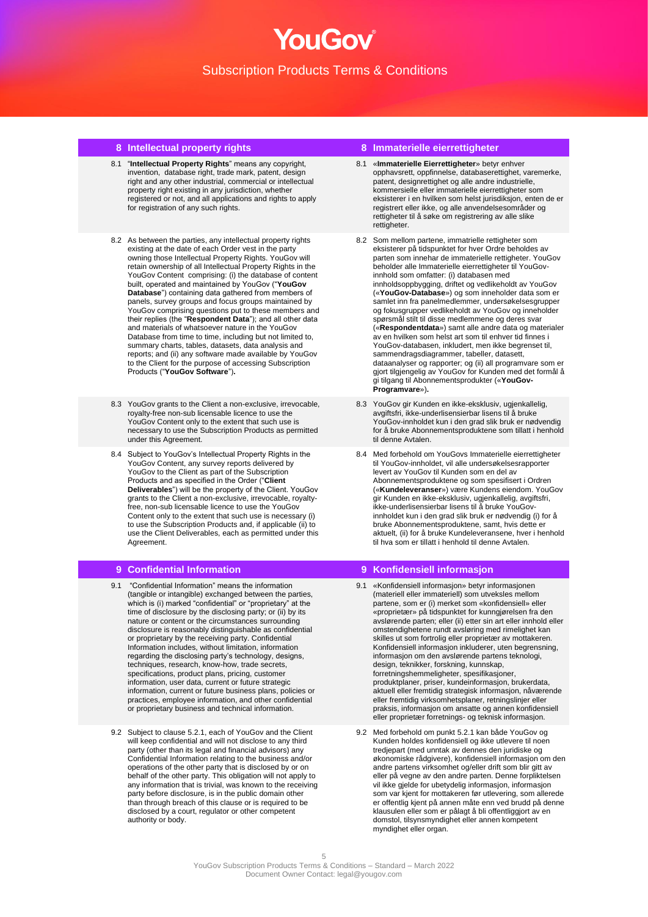## 8 Intellectual property rights

8.1 "**Intellectual Property Rights**" means any copyright, invention, database right, trade mark, patent, design right and any other industrial, commercial or intellectual property right existing in any jurisdiction, whether registered or not, and all applications and rights to apply for registration of any such rights.

8.2 As between the parties, any intellectual property rights existing at the date of each Order vest in the party owning those Intellectual Property Rights. YouGov will retain ownership of all Intellectual Property Rights in the YouGov Content comprising: (i) the database of content built, operated and maintained by YouGov ("**YouGov Database**") containing data gathered from members of panels, survey groups and focus groups maintained by YouGov comprising questions put to these members and their replies (the "**Respondent Data**"); and all other data and materials of whatsoever nature in the YouGov Database from time to time, including but not limited to, summary charts, tables, datasets, data analysis and reports; and (ii) any software made available by YouGov to the Client for the purpose of accessing Subscription Products ("**YouGov Software**")**.**

8.3 YouGov grants to the Client a non-exclusive, irrevocable, royalty-free non-sub licensable licence to use the YouGov Content only to the extent that such use is necessary to use the Subscription Products as permitted under this Agreement.

8.4 Subject to YouGov's Intellectual Property Rights in the YouGov Content, any survey reports delivered by YouGov to the Client as part of the Subscription Products and as specified in the Order ("**Client Deliverables**") will be the property of the Client. YouGov grants to the Client a non-exclusive, irrevocable, royalty-free, non-sub licensable licence to use the YouGov Content only to the extent that such use is necessary (i) to use the Subscription Products and, if applicable (ii) to use the Client Deliverables, each as permitted under this Agreement.

## 8 Immaterielle eierrettigheter

8.1 «**Immaterielle Eierrettigheter**» betyr enhver opphavsrett, oppfinnelse, databaserettighet, varemerke, patent, designrettighet og alle andre industrielle, kommersielle eller immaterielle eierrettigheter som eksisterer i en hvilken som helst jurisdiksjon, enten de er registrert eller ikke, og alle anvendelsesområder og rettigheter til å søke om registrering av alle slike rettigheter.

8.2 Som mellom partene, immatrielle rettigheter som eksisterer på tidspunktet for hver Ordre beholdes av parten som innehar de immaterielle rettigheter. YouGov beholder alle Immaterielle eierrettigheter til YouGov-innhold som omfatter: (i) databasen med innholdsoppbygging, driftet og vedlikeholdt av YouGov («**YouGov-Database**») og som inneholder data som er samlet inn fra panelmedlemmer, undersøkelsesgrupper og fokusgrupper vedlikeholdt av YouGov og inneholder spørsmål stilt til disse medlemmene og deres svar («**Respondentdata**») samt alle andre data og materialer av en hvilken som helst art som til enhver tid finnes i YouGov-databasen, inkludert, men ikke begrenset til, sammendragsdiagrammer, tabeller, datasett, dataanalyser og rapporter; og (ii) all programvare som er gjort tilgjengelig av YouGov for Kunden med det formål å gi tilgang til Abonnementsprodukter («**YouGov-Programvare**»)**.**

8.3 YouGov gir Kunden en ikke-eksklusiv, ugjenkallelig, avgiftsfri, ikke-underlisensierbar lisens til å bruke YouGov-innholdet kun i den grad slik bruk er nødvendig for å bruke Abonnementsproduktene som tillatt i henhold til denne Avtalen.

8.4 Med forbehold om YouGovs Immaterielle eierrettigheter til YouGov-innholdet, vil alle undersøkelsesrapporter levert av YouGov til Kunden som en del av Abonnementsproduktene og som spesifisert i Ordren («**Kundeleveranser**») være Kundens eiendom. YouGov gir Kunden en ikke-eksklusiv, ugjenkallelig, avgiftsfri, ikke-underlisensierbar lisens til å bruke YouGov-innholdet kun i den grad slik bruk er nødvendig (i) for å bruke Abonnementsproduktene, samt, hvis dette er aktuelt, (ii) for å bruke Kundeleveransene, hver i henhold til hva som er tillatt i henhold til denne Avtalen.

## 9 Confidential Information

9.1 "Confidential Information" means the information (tangible or intangible) exchanged between the parties, which is (i) marked "confidential" or "proprietary" at the time of disclosure by the disclosing party; or (ii) by its nature or content or the circumstances surrounding disclosure is reasonably distinguishable as confidential or proprietary by the receiving party. Confidential Information includes, without limitation, information regarding the disclosing party's technology, designs, techniques, research, know-how, trade secrets, specifications, product plans, pricing, customer information, user data, current or future strategic information, current or future business plans, policies or practices, employee information, and other confidential or proprietary business and technical information.

9.2 Subject to clause 5.2.1, each of YouGov and the Client will keep confidential and will not disclose to any third party (other than its legal and financial advisors) any Confidential Information relating to the business and/or operations of the other party that is disclosed by or on behalf of the other party. This obligation will not apply to any information that is trivial, was known to the receiving party before disclosure, is in the public domain other than through breach of this clause or is required to be disclosed by a court, regulator or other competent authority or body.

## 9 Konfidensiell informasjon

9.1 «Konfidensiell informasjon» betyr informasjonen (materiell eller immateriell) som utveksles mellom partene, som er (i) merket som «konfidensiell» eller «proprietær» på tidspunktet for kunngjørelsen fra den avslørende parten; eller (ii) etter sin art eller innhold eller omstendighetene rundt avsløring med rimelighet kan skilles ut som fortrolig eller proprietær av mottakeren. Konfidensiell informasjon inkluderer, uten begrensning, informasjon om den avslørende partens teknologi, design, teknikker, forskning, kunnskap, forretningshemmeligheter, spesifikasjoner, produktplaner, priser, kundeinformasjon, brukerdata, aktuell eller fremtidig strategisk informasjon, nåværende eller fremtidig virksomhetsplaner, retningslinjer eller praksis, informasjon om ansatte og annen konfidensiell eller proprietær forretnings- og teknisk informasjon.

9.2 Med forbehold om punkt 5.2.1 kan både YouGov og Kunden holdes konfidensiell og ikke utlevere til noen tredjepart (med unntak av dennes den juridiske og økonomiske rådgivere), konfidensiell informasjon om den andre partens virksomhet og/eller drift som blir gitt av eller på vegne av den andre parten. Denne forpliktelsen vil ikke gjelde for ubetydelig informasjon, informasjon som var kjent for mottakeren før utlevering, som allerede er offentlig kjent på annen måte enn ved brudd på denne klausulen eller som er pålagt å bli offentliggjort av en domstol, tilsynsmyndighet eller annen kompetent myndighet eller organ.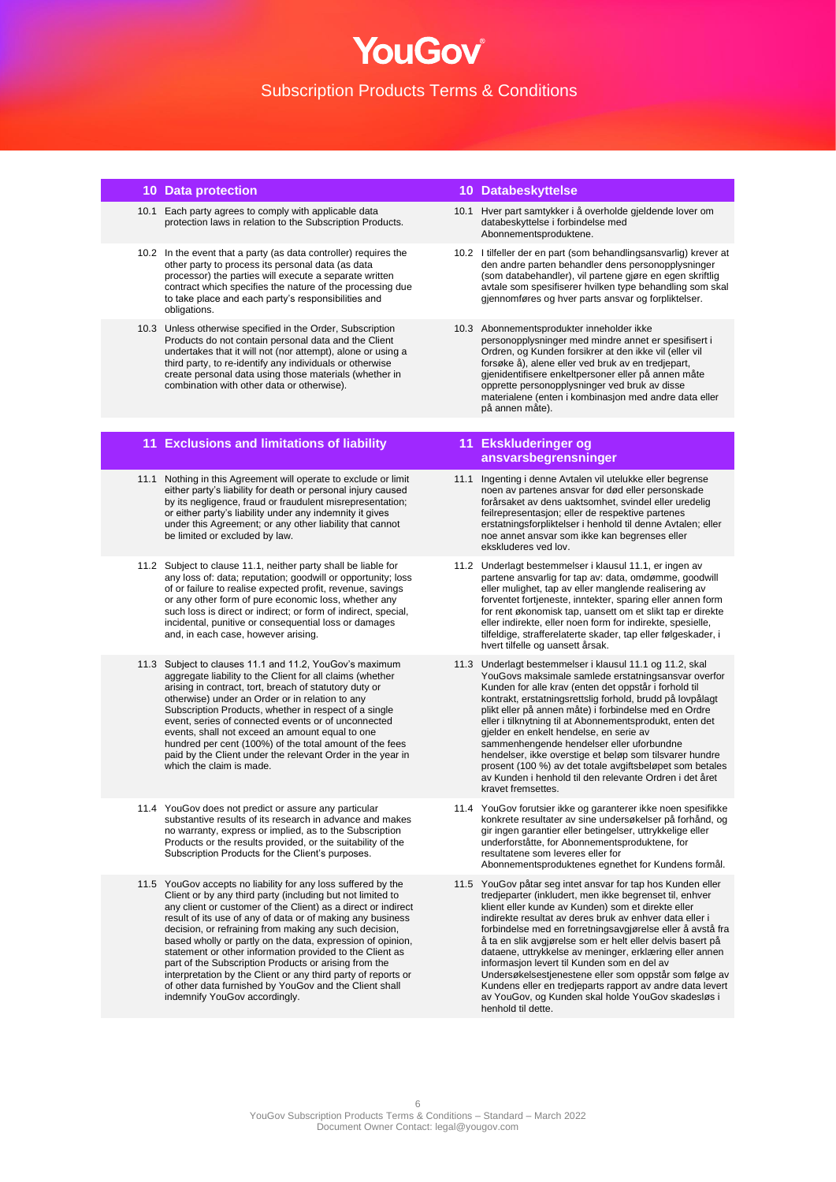| 10 Data protection | 10 Databeskyttelse |
|---|---|
| 10.1 Each party agrees to comply with applicable data protection laws in relation to the Subscription Products. | 10.1 Hver part samtykker i å overholde gjeldende lover om databeskyttelse i forbindelse med Abonnementsproduktene. |
| 10.2 In the event that a party (as data controller) requires the other party to process its personal data (as data processor) the parties will execute a separate written contract which specifies the nature of the processing due to take place and each party's responsibilities and obligations. | 10.2 I tilfeller der en part (som behandlingsansvarlig) krever at den andre parten behandler dens personopplysninger (som databehandler), vil partene gjøre en egen skriftlig avtale som spesifiserer hvilken type behandling som skal gjennomføres og hver parts ansvar og forpliktelser. |
| 10.3 Unless otherwise specified in the Order, Subscription Products do not contain personal data and the Client undertakes that it will not (nor attempt), alone or using a third party, to re-identify any individuals or otherwise create personal data using those materials (whether in combination with other data or otherwise). | 10.3 Abonnementsprodukter inneholder ikke personopplysninger med mindre annet er spesifisert i Ordren, og Kunden forsikrer at den ikke vil (eller vil forsøke å), alene eller ved bruk av en tredjepart, gjenidentifisere enkeltpersoner eller på annen måte opprette personopplysninger ved bruk av disse materialene (enten i kombinasjon med andre data eller på annen måte). |

| 11 Exclusions and limitations of liability | 11 Ekskluderinger og ansvarsbegrensninger |
|---|---|
| 11.1 Nothing in this Agreement will operate to exclude or limit either party's liability for death or personal injury caused by its negligence, fraud or fraudulent misrepresentation; or either party's liability under any indemnity it gives under this Agreement; or any other liability that cannot be limited or excluded by law. | 11.1 Ingenting i denne Avtalen vil utelukke eller begrense noen av partenes ansvar for død eller personskade forårsaket av dens uaktsomhet, svindel eller uredelig feilrepresentasjon; eller de respektive partenes erstatningsforpliktelser i henhold til denne Avtalen; eller noe annet ansvar som ikke kan begrenses eller ekskluderes ved lov. |
| 11.2 Subject to clause 11.1, neither party shall be liable for any loss of: data; reputation; goodwill or opportunity; loss of or failure to realise expected profit, revenue, savings or any other form of pure economic loss, whether any such loss is direct or indirect; or form of indirect, special, incidental, punitive or consequential loss or damages and, in each case, however arising. | 11.2 Underlagt bestemmelser i klausul 11.1, er ingen av partene ansvarlig for tap av: data, omdømme, goodwill eller mulighet, tap av eller manglende realisering av forventet fortjeneste, inntekter, sparing eller annen form for rent økonomisk tap, uansett om et slikt tap er direkte eller indirekte, eller noen form for indirekte, spesielle, tilfeldige, strafferelaterte skader, tap eller følgeskader, i hvert tilfelle og uansett årsak. |
| 11.3 Subject to clauses 11.1 and 11.2, YouGov's maximum aggregate liability to the Client for all claims (whether arising in contract, tort, breach of statutory duty or otherwise) under an Order or in relation to any Subscription Products, whether in respect of a single event, series of connected events or of unconnected events, shall not exceed an amount equal to one hundred per cent (100%) of the total amount of the fees paid by the Client under the relevant Order in the year in which the claim is made. | 11.3 Underlagt bestemmelser i klausul 11.1 og 11.2, skal YouGovs maksimale samlede erstatningsansvar overfor Kunden for alle krav (enten det oppstår i forhold til kontrakt, erstatningsrettslig forhold, brudd på lovpålagt plikt eller på annen måte) i forbindelse med et Ordre eller i tilknytning til at Abonnementsprodukt, enten det gjelder en enkelt hendelse, en serie av sammenhengende hendelser eller uforbundne hendelser, ikke overstige et beløp som tilsvarer hundre prosent (100 %) av det totale avgiftsbeløpet som betales av Kunden i henhold til den relevante Ordren i det året kravet fremsettes. |
| 11.4 YouGov does not predict or assure any particular substantive results of its research in advance and makes no warranty, express or implied, as to the Subscription Products or the results provided, or the suitability of the Subscription Products for the Client's purposes. | 11.4 YouGov forutsier ikke og garanterer ikke noen spesifikke konkrete resultater av sine undersøkelser på forhånd, og gir ingen garantier eller betingelser, uttrykkelige eller underforståtte, for Abonnementsproduktene, for resultatene som leveres eller for Abonnementsproduktenes egnethet for Kundens formål. |
| 11.5 YouGov accepts no liability for any loss suffered by the Client or by any third party (including but not limited to any client or customer of the Client) as a direct or indirect result of its use of any of data or of making any business decision, or refraining from making any such decision, based wholly or partly on the data, expression of opinion, statement or other information provided to the Client as part of the Subscription Products or arising from the interpretation by the Client or any third party of reports or of other data furnished by YouGov and the Client shall indemnify YouGov accordingly. | 11.5 YouGov påtar seg intet ansvar for tap hos Kunden eller tredjeparter (inkludert, men ikke begrenset til, enhver klient eller kunde av Kunden) som et direkte eller indirekte resultat av deres bruk av enhver data eller i forbindelse med et forretningsavgjørelse eller å avstå fra å ta en slik avgjørelse som er helt eller delvis basert på dataene, uttrykkelse av meninger, erklæring eller annen informasjon levert til Kunden som en del av Undersøkelsestjenestene eller som oppstår som følge av Kundens eller en tredjeparts rapport av andre data levert av YouGov, og Kunden skal holde YouGov skadesløs i henhold til dette. |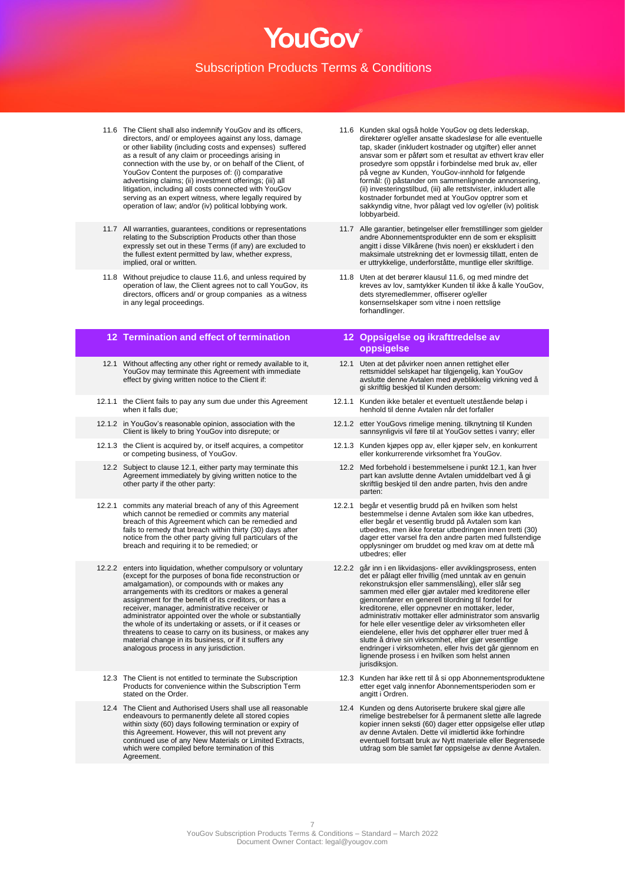11.6 The Client shall also indemnify YouGov and its officers, directors, and/ or employees against any loss, damage or other liability (including costs and expenses) suffered as a result of any claim or proceedings arising in connection with the use by, or on behalf of the Client, of YouGov Content the purposes of: (i) comparative advertising claims; (ii) investment offerings; (iii) all litigation, including all costs connected with YouGov serving as an expert witness, where legally required by operation of law; and/or (iv) political lobbying work.

11.6 Kunden skal også holde YouGov og dets lederskap, direktører og/eller ansatte skadesløse for alle eventuelle tap, skader (inkludert kostnader og utgifter) eller annet ansvar som er påført som et resultat av ethvert krav eller prosedyre som oppstår i forbindelse med bruk av, eller på vegne av Kunden, YouGov-innhold for følgende formål: (i) påstander om sammenlignende annonsering, (ii) investeringstilbud, (iii) alle rettstvister, inkludert alle kostnader forbundet med at YouGov opptrer som et sakkyndig vitne, hvor pålagt ved lov og/eller (iv) politisk lobbyarbeid.

11.7 All warranties, guarantees, conditions or representations relating to the Subscription Products other than those expressly set out in these Terms (if any) are excluded to the fullest extent permitted by law, whether express, implied, oral or written.

11.7 Alle garantier, betingelser eller fremstillinger som gjelder andre Abonnementsprodukter enn de som er eksplisitt angitt i disse Vilkårene (hvis noen) er ekskludert i den maksimale utstrekning det er lovmessig tillatt, enten de er uttrykkelige, underforståtte, muntlige eller skriftlige.

11.8 Without prejudice to clause 11.6, and unless required by operation of law, the Client agrees not to call YouGov, its directors, officers and/ or group companies as a witness in any legal proceedings.

11.8 Uten at det berører klausul 11.6, og med mindre det kreves av lov, samtykker Kunden til ikke å kalle YouGov, dets styremedlemmer, offiserer og/eller konsernselskaper som vitne i noen rettslige forhandlinger.

## 12 Termination and effect of termination

## 12 Oppsigelse og ikrafttredelse av oppsigelse

12.1 Without affecting any other right or remedy available to it, YouGov may terminate this Agreement with immediate effect by giving written notice to the Client if:

12.1 Uten at det påvirker noen annen rettighet eller rettsmiddel selskapet har tilgjengelig, kan YouGov avslutte denne Avtalen med øyeblikkelig virkning ved å gi skriftlig beskjed til Kunden dersom:

12.1.1 the Client fails to pay any sum due under this Agreement when it falls due;

12.1.1 Kunden ikke betaler et eventuelt utestående beløp i henhold til denne Avtalen når det forfaller

12.1.2 in YouGov's reasonable opinion, association with the Client is likely to bring YouGov into disrepute; or

12.1.2 etter YouGovs rimelige mening. tilknytning til Kunden sannsynligvis vil føre til at YouGov settes i vanry; eller

12.1.3 the Client is acquired by, or itself acquires, a competitor or competing business, of YouGov.

12.1.3 Kunden kjøpes opp av, eller kjøper selv, en konkurrent eller konkurrerende virksomhet fra YouGov.

12.2 Subject to clause 12.1, either party may terminate this Agreement immediately by giving written notice to the other party if the other party:

12.2 Med forbehold i bestemmelsene i punkt 12.1, kan hver part kan avslutte denne Avtalen umiddelbart ved å gi skriftlig beskjed til den andre parten, hvis den andre parten:

12.2.1 commits any material breach of any of this Agreement which cannot be remedied or commits any material breach of this Agreement which can be remedied and fails to remedy that breach within thirty (30) days after notice from the other party giving full particulars of the breach and requiring it to be remedied; or

12.2.1 begår et vesentlig brudd på en hvilken som helst bestemmelse i denne Avtalen som ikke kan utbedres, eller begår et vesentlig brudd på Avtalen som kan utbedres, men ikke foretar utbedringen innen tretti (30) dager etter varsel fra den andre parten med fullstendige opplysninger om bruddet og med krav om at dette må utbedres; eller

12.2.2 enters into liquidation, whether compulsory or voluntary (except for the purposes of bona fide reconstruction or amalgamation), or compounds with or makes any arrangements with its creditors or makes a general assignment for the benefit of its creditors, or has a receiver, manager, administrative receiver or administrator appointed over the whole or substantially the whole of its undertaking or assets, or if it ceases or threatens to cease to carry on its business, or makes any material change in its business, or if it suffers any analogous process in any jurisdiction.

12.2.2 går inn i en likvidasjons- eller avviklingsprosess, enten det er pålagt eller frivillig (med unntak av en genuin rekonstruksjon eller sammenslåing), eller slår seg sammen med eller gjør avtaler med kreditorene eller gjennomfører en generell tilordning til fordel for kreditorene, eller oppnevner en mottaker, leder, administrativ mottaker eller administrator som ansvarlig for hele eller vesentlige deler av virksomheten eller eiendelene, eller hvis det opphører eller truer med å slutte å drive sin virksomhet, eller gjør vesentlige endringer i virksomheten, eller hvis det går gjennom en lignende prosess i en hvilken som helst annen jurisdiksjon.

12.3 The Client is not entitled to terminate the Subscription Products for convenience within the Subscription Term stated on the Order.

12.3 Kunden har ikke rett til å si opp Abonnementsproduktene etter eget valg innenfor Abonnementsperioden som er angitt i Ordren.

12.4 The Client and Authorised Users shall use all reasonable endeavours to permanently delete all stored copies within sixty (60) days following termination or expiry of this Agreement. However, this will not prevent any continued use of any New Materials or Limited Extracts, which were compiled before termination of this Agreement.

12.4 Kunden og dens Autoriserte brukere skal gjøre alle rimelige bestrebelser for å permanent slette alle lagrede kopier innen seksti (60) dager etter oppsigelse eller utløp av denne Avtalen. Dette vil imidlertid ikke forhindre eventuell fortsatt bruk av Nytt materiale eller Begrensede utdrag som ble samlet før oppsigelse av denne Avtalen.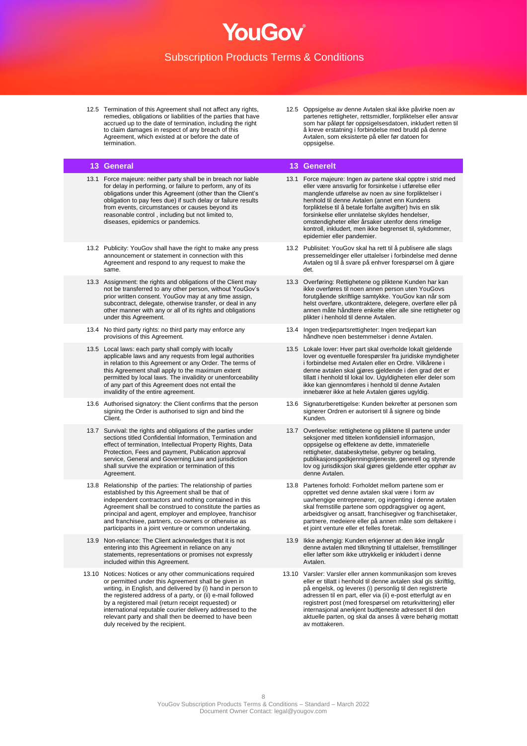12.5 Termination of this Agreement shall not affect any rights, remedies, obligations or liabilities of the parties that have accrued up to the date of termination, including the right to claim damages in respect of any breach of this Agreement, which existed at or before the date of termination.

12.5 Oppsigelse av denne Avtalen skal ikke påvirke noen av partenes rettigheter, rettsmidler, forpliktelser eller ansvar som har påløpt før oppsigelsesdatoen, inkludert retten til å kreve erstatning i forbindelse med brudd på denne Avtalen, som eksisterte på eller før datoen for oppsigelse.

## 13 General

## 13 Generelt

13.1 Force majeure: neither party shall be in breach nor liable for delay in performing, or failure to perform, any of its obligations under this Agreement (other than the Client's obligation to pay fees due) if such delay or failure results from events, circumstances or causes beyond its reasonable control , including but not limited to, diseases, epidemics or pandemics.

13.1 Force majeure: Ingen av partene skal opptre i strid med eller være ansvarlig for forsinkelse i utførelse eller manglende utførelse av noen av sine forpliktelser i henhold til denne Avtalen (annet enn Kundens forpliktelse til å betale forfalte avgifter) hvis en slik forsinkelse eller unnlatelse skyldes hendelser, omstendigheter eller årsaker utenfor dens rimelige kontroll, inkludert, men ikke begrenset til, sykdommer, epidemier eller pandemier.

13.2 Publicity: YouGov shall have the right to make any press announcement or statement in connection with this Agreement and respond to any request to make the same.

13.2 Publisitet: YouGov skal ha rett til å publisere alle slags pressemeldinger eller uttalelser i forbindelse med denne Avtalen og til å svare på enhver forespørsel om å gjøre det.

13.3 Assignment: the rights and obligations of the Client may not be transferred to any other person, without YouGov's prior written consent. YouGov may at any time assign, subcontract, delegate, otherwise transfer, or deal in any other manner with any or all of its rights and obligations under this Agreement.

13.3 Overføring: Rettighetene og pliktene Kunden har kan ikke overføres til noen annen person uten YouGovs forutgående skriftlige samtykke. YouGov kan når som helst overføre, utkontraktere, delegere, overføre eller på annen måte håndtere enkelte eller alle sine rettigheter og plikter i henhold til denne Avtalen.

13.4 No third party rights: no third party may enforce any provisions of this Agreement.

13.4 Ingen tredjepartsrettigheter: Ingen tredjepart kan håndheve noen bestemmelser i denne Avtalen.

13.5 Local laws: each party shall comply with locally applicable laws and any requests from legal authorities in relation to this Agreement or any Order. The terms of this Agreement shall apply to the maximum extent permitted by local laws. The invalidity or unenforceability of any part of this Agreement does not entail the invalidity of the entire agreement.

13.5 Lokale lover: Hver part skal overholde lokalt gjeldende lover og eventuelle forespørsler fra juridiske myndigheter i forbindelse med Avtalen eller en Ordre. Vilkårene i denne avtalen skal gjøres gjeldende i den grad det er tillatt i henhold til lokal lov. Ugyldigheten eller deler som ikke kan gjennomføres i henhold til denne Avtalen innebærer ikke at hele Avtalen gjøres ugyldig.

13.6 Authorised signatory: the Client confirms that the person signing the Order is authorised to sign and bind the Client.

13.6 Signaturberettigelse: Kunden bekrefter at personen som signerer Ordren er autorisert til å signere og binde Kunden.

13.7 Survival: the rights and obligations of the parties under sections titled Confidential Information, Termination and effect of termination, Intellectual Property Rights, Data Protection, Fees and payment, Publication approval service, General and Governing Law and jurisdiction shall survive the expiration or termination of this Agreement.

13.7 Overlevelse: rettighetene og pliktene til partene under seksjoner med tittelen konfidensiell informasjon, oppsigelse og effektene av dette, immaterielle rettigheter, databeskyttelse, gebyrer og betaling, publikasjonsgodkjenningstjeneste, generell og styrende lov og jurisdiksjon skal gjøres gjeldende etter opphør av denne Avtalen.

13.8 Relationship of the parties: The relationship of parties established by this Agreement shall be that of independent contractors and nothing contained in this Agreement shall be construed to constitute the parties as principal and agent, employer and employee, franchisor and franchisee, partners, co-owners or otherwise as participants in a joint venture or common undertaking.

13.8 Partenes forhold: Forholdet mellom partene som er opprettet ved denne avtalen skal være i form av uavhengige entreprenører, og ingenting i denne avtalen skal fremstille partene som oppdragsgiver og agent, arbeidsgiver og ansatt, franchisegiver og franchisetaker, partnere, medeiere eller på annen måte som deltakere i et joint venture eller et felles foretak.

13.9 Non-reliance: The Client acknowledges that it is not entering into this Agreement in reliance on any statements, representations or promises not expressly included within this Agreement.

13.9 Ikke avhengig: Kunden erkjenner at den ikke inngår denne avtalen med tilknytning til uttalelser, fremstillinger eller løfter som ikke uttrykkelig er inkludert i denne Avtalen.

13.10 Notices: Notices or any other communications required or permitted under this Agreement shall be given in writing, in English, and delivered by (i) hand in person to the registered address of a party, or (ii) e-mail followed by a registered mail (return receipt requested) or international reputable courier delivery addressed to the relevant party and shall then be deemed to have been duly received by the recipient.

13.10 Varsler: Varsler eller annen kommunikasjon som kreves eller er tillatt i henhold til denne avtalen skal gis skriftlig, på engelsk, og leveres (i) personlig til den registrerte adressen til en part, eller via (ii) e-post etterfulgt av en registrert post (med forespørsel om returkvittering) eller internasjonal anerkjent budtjeneste adressert til den aktuelle parten, og skal da anses å være behørig mottatt av mottakeren.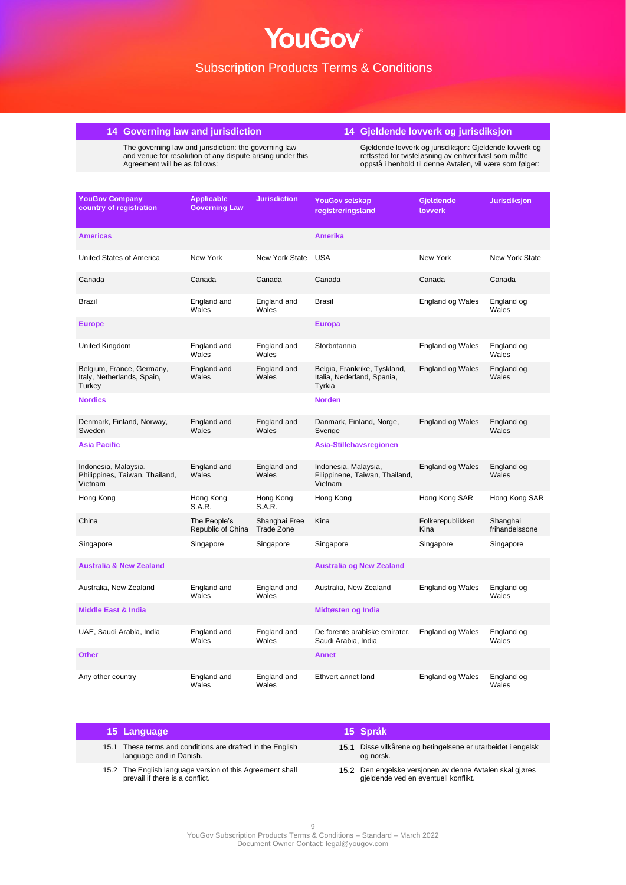# YouGov

Subscription Products Terms & Conditions

## 14 Governing law and jurisdiction

The governing law and jurisdiction: the governing law and venue for resolution of any dispute arising under this Agreement will be as follows:

## 14 Gjeldende lovverk og jurisdiksjon

Gjeldende lovverk og jurisdiksjon: Gjeldende lovverk og rettssted for tvisteløsning av enhver tvist som måtte oppstå i henhold til denne Avtalen, vil være som følger:

| YouGov Company country of registration | Applicable Governing Law | Jurisdiction | YouGov selskap registreringsland | Gjeldende lovverk | Jurisdiksjon |
|---|---|---|---|---|---|
| **Americas** | | | **Amerika** | | |
| United States of America | New York | New York State | USA | New York | New York State |
| Canada | Canada | Canada | Canada | Canada | Canada |
| Brazil | England and Wales | England and Wales | Brasil | England og Wales | England og Wales |
| **Europe** | | | **Europa** | | |
| United Kingdom | England and Wales | England and Wales | Storbritannia | England og Wales | England og Wales |
| Belgium, France, Germany, Italy, Netherlands, Spain, Turkey | England and Wales | England and Wales | Belgia, Frankrike, Tyskland, Italia, Nederland, Spania, Tyrkia | England og Wales | England og Wales |
| **Nordics** | | | **Norden** | | |
| Denmark, Finland, Norway, Sweden | England and Wales | England and Wales | Danmark, Finland, Norge, Sverige | England og Wales | England og Wales |
| **Asia Pacific** | | | **Asia-Stillehavsregionen** | | |
| Indonesia, Malaysia, Philippines, Taiwan, Thailand, Vietnam | England and Wales | England and Wales | Indonesia, Malaysia, Filippinene, Taiwan, Thailand, Vietnam | England og Wales | England og Wales |
| Hong Kong | Hong Kong S.A.R. | Hong Kong S.A.R. | Hong Kong | Hong Kong SAR | Hong Kong SAR |
| China | The People's Republic of China | Shanghai Free Trade Zone | Kina | Folkerepublikken Kina | Shanghai frihandelssone |
| Singapore | Singapore | Singapore | Singapore | Singapore | Singapore |
| **Australia & New Zealand** | | | **Australia og New Zealand** | | |
| Australia, New Zealand | England and Wales | England and Wales | Australia, New Zealand | England og Wales | England og Wales |
| **Middle East & India** | | | **Midtøsten og India** | | |
| UAE, Saudi Arabia, India | England and Wales | England and Wales | De forente arabiske emirater, Saudi Arabia, India | England og Wales | England og Wales |
| **Other** | | | **Annet** | | |
| Any other country | England and Wales | England and Wales | Ethvert annet land | England og Wales | England og Wales |

## 15 Language

15.1 These terms and conditions are drafted in the English language and in Danish.

15.2 The English language version of this Agreement shall prevail if there is a conflict.

## 15 Språk

15.1 Disse vilkårene og betingelsene er utarbeidet i engelsk og norsk.

15.2 Den engelske versjonen av denne Avtalen skal gjøres gjeldende ved en eventuell konflikt.

YouGov Subscription Products Terms & Conditions – Standard – March 2022
Document Owner Contact: legal@yougov.com